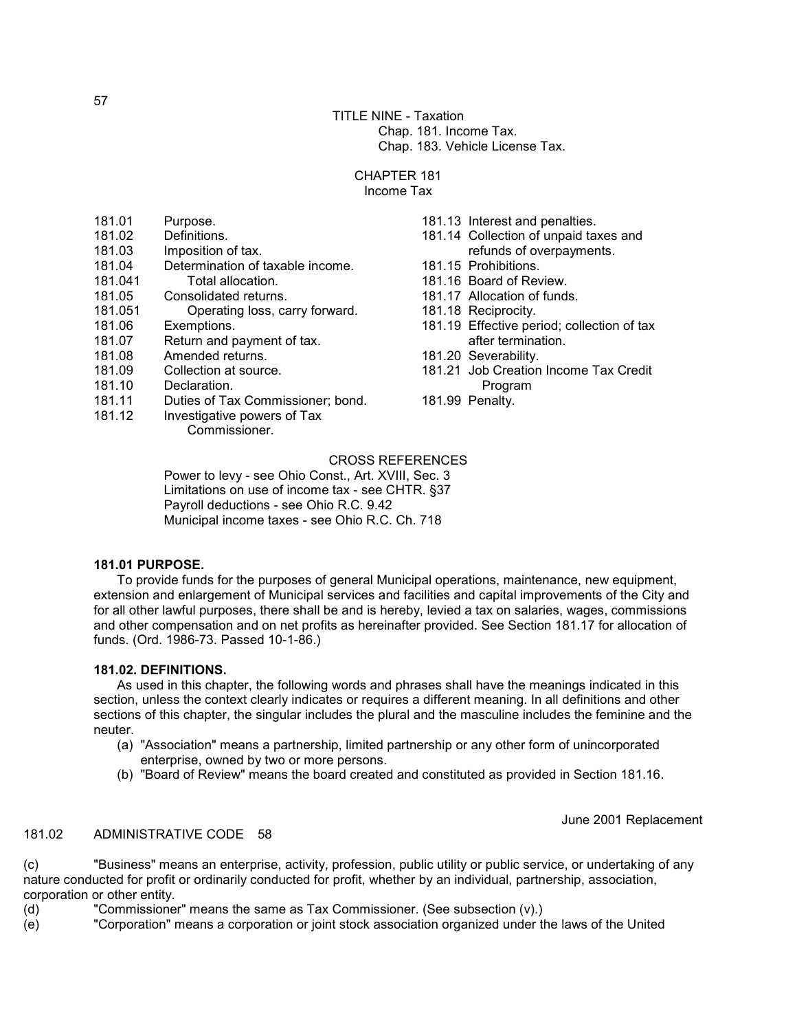TITLE NINE - Taxation
Chap. 181. Income Tax.
Chap. 183. Vehicle License Tax.

# CHAPTER 181
## Income Tax

181.01 Purpose.
181.02 Definitions.
181.03 Imposition of tax.
181.04 Determination of taxable income.
181.041 Total allocation.
181.05 Consolidated returns.
181.051 Operating loss, carry forward.
181.06 Exemptions.
181.07 Return and payment of tax.
181.08 Amended returns.
181.09 Collection at source.
181.10 Declaration.
181.11 Duties of Tax Commissioner; bond.
181.12 Investigative powers of Tax Commissioner.
181.13 Interest and penalties.
181.14 Collection of unpaid taxes and refunds of overpayments.
181.15 Prohibitions.
181.16 Board of Review.
181.17 Allocation of funds.
181.18 Reciprocity.
181.19 Effective period; collection of tax after termination.
181.20 Severability.
181.21 Job Creation Income Tax Credit Program
181.99 Penalty.

CROSS REFERENCES

Power to levy - see Ohio Const., Art. XVIII, Sec. 3
Limitations on use of income tax - see CHTR. §37
Payroll deductions - see Ohio R.C. 9.42
Municipal income taxes - see Ohio R.C. Ch. 718

**181.01 PURPOSE.**

To provide funds for the purposes of general Municipal operations, maintenance, new equipment, extension and enlargement of Municipal services and facilities and capital improvements of the City and for all other lawful purposes, there shall be and is hereby, levied a tax on salaries, wages, commissions and other compensation and on net profits as hereinafter provided. See Section 181.17 for allocation of funds. (Ord. 1986-73. Passed 10-1-86.)

**181.02. DEFINITIONS.**

As used in this chapter, the following words and phrases shall have the meanings indicated in this section, unless the context clearly indicates or requires a different meaning. In all definitions and other sections of this chapter, the singular includes the plural and the masculine includes the feminine and the neuter.

(a) "Association" means a partnership, limited partnership or any other form of unincorporated enterprise, owned by two or more persons.

(b) "Board of Review" means the board created and constituted as provided in Section 181.16.

(c) "Business" means an enterprise, activity, profession, public utility or public service, or undertaking of any nature conducted for profit or ordinarily conducted for profit, whether by an individual, partnership, association, corporation or other entity.

(d) "Commissioner" means the same as Tax Commissioner. (See subsection (v).)

(e) "Corporation" means a corporation or joint stock association organized under the laws of the United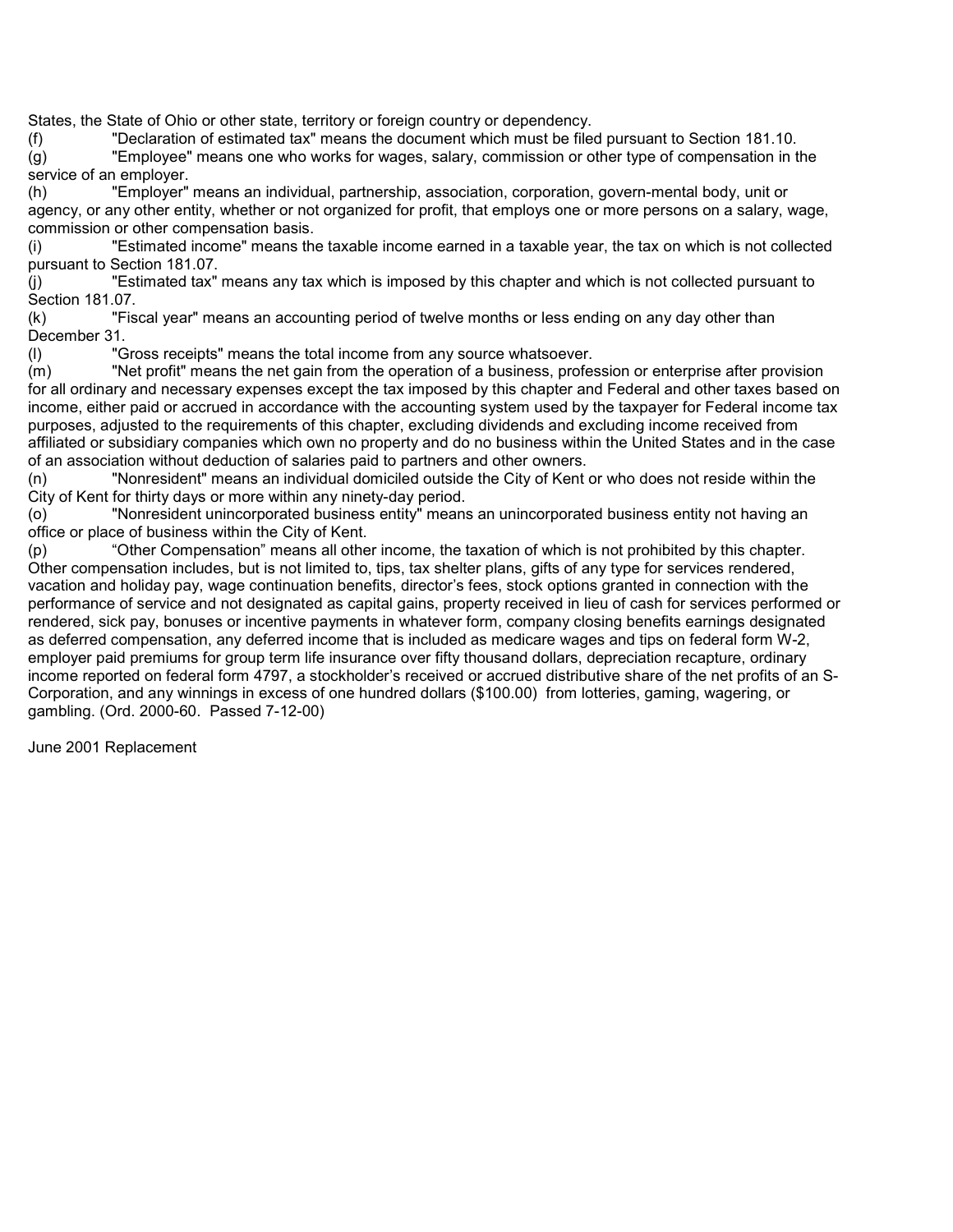States, the State of Ohio or other state, territory or foreign country or dependency.

(f) "Declaration of estimated tax" means the document which must be filed pursuant to Section 181.10.

(g) "Employee" means one who works for wages, salary, commission or other type of compensation in the service of an employer.

(h) "Employer" means an individual, partnership, association, corporation, govern-mental body, unit or agency, or any other entity, whether or not organized for profit, that employs one or more persons on a salary, wage, commission or other compensation basis.

(i) "Estimated income" means the taxable income earned in a taxable year, the tax on which is not collected pursuant to Section 181.07.

(j) "Estimated tax" means any tax which is imposed by this chapter and which is not collected pursuant to Section 181.07.

(k) "Fiscal year" means an accounting period of twelve months or less ending on any day other than December 31.

(l) "Gross receipts" means the total income from any source whatsoever.

(m) "Net profit" means the net gain from the operation of a business, profession or enterprise after provision for all ordinary and necessary expenses except the tax imposed by this chapter and Federal and other taxes based on income, either paid or accrued in accordance with the accounting system used by the taxpayer for Federal income tax purposes, adjusted to the requirements of this chapter, excluding dividends and excluding income received from affiliated or subsidiary companies which own no property and do no business within the United States and in the case of an association without deduction of salaries paid to partners and other owners.

(n) "Nonresident" means an individual domiciled outside the City of Kent or who does not reside within the City of Kent for thirty days or more within any ninety-day period.

(o) "Nonresident unincorporated business entity" means an unincorporated business entity not having an office or place of business within the City of Kent.

(p) “Other Compensation” means all other income, the taxation of which is not prohibited by this chapter. Other compensation includes, but is not limited to, tips, tax shelter plans, gifts of any type for services rendered, vacation and holiday pay, wage continuation benefits, director’s fees, stock options granted in connection with the performance of service and not designated as capital gains, property received in lieu of cash for services performed or rendered, sick pay, bonuses or incentive payments in whatever form, company closing benefits earnings designated as deferred compensation, any deferred income that is included as medicare wages and tips on federal form W-2, employer paid premiums for group term life insurance over fifty thousand dollars, depreciation recapture, ordinary income reported on federal form 4797, a stockholder’s received or accrued distributive share of the net profits of an S-Corporation, and any winnings in excess of one hundred dollars ($100.00) from lotteries, gaming, wagering, or gambling. (Ord. 2000-60. Passed 7-12-00)

June 2001 Replacement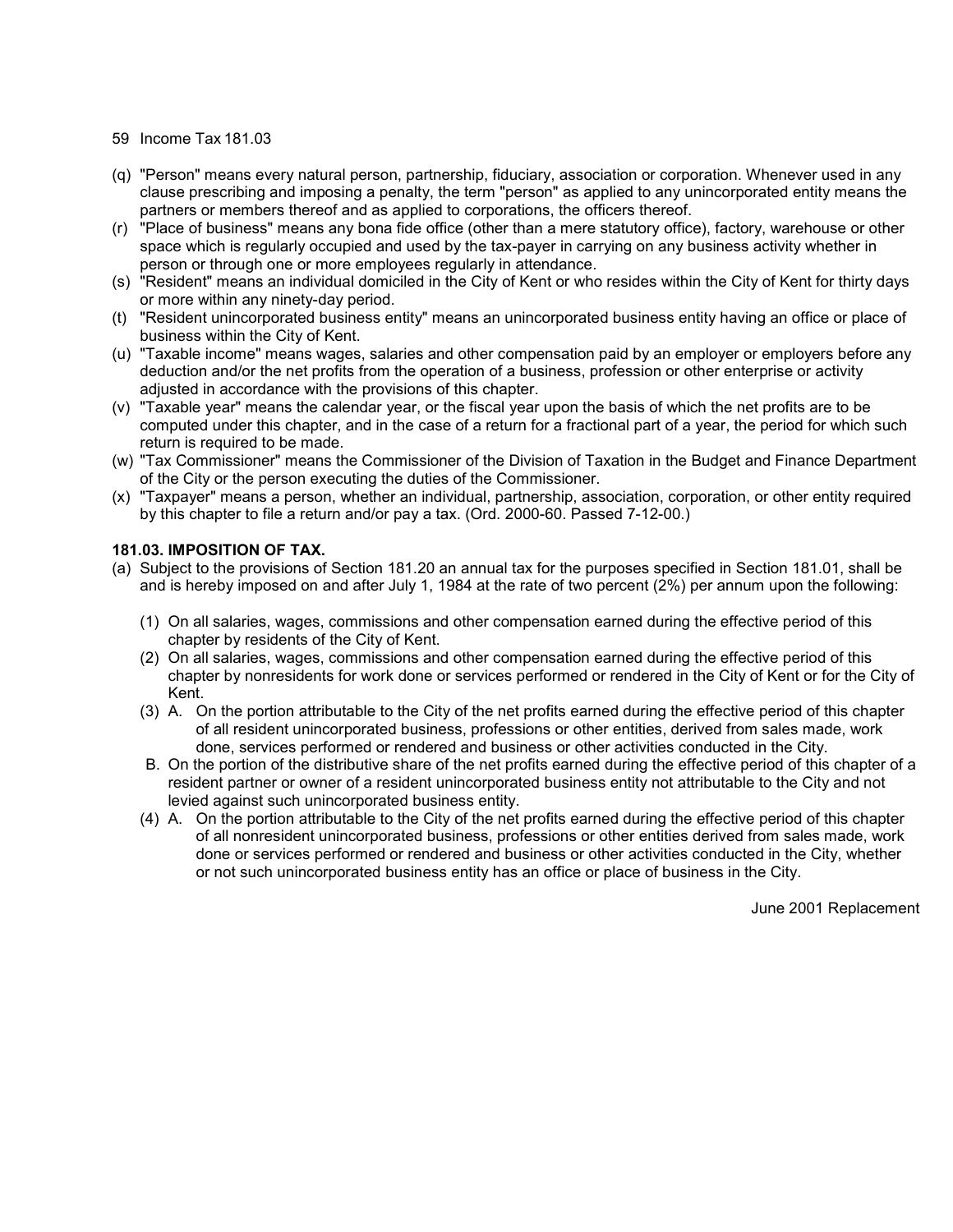(q) "Person" means every natural person, partnership, fiduciary, association or corporation. Whenever used in any clause prescribing and imposing a penalty, the term "person" as applied to any unincorporated entity means the partners or members thereof and as applied to corporations, the officers thereof.
(r) "Place of business" means any bona fide office (other than a mere statutory office), factory, warehouse or other space which is regularly occupied and used by the tax-payer in carrying on any business activity whether in person or through one or more employees regularly in attendance.
(s) "Resident" means an individual domiciled in the City of Kent or who resides within the City of Kent for thirty days or more within any ninety-day period.
(t) "Resident unincorporated business entity" means an unincorporated business entity having an office or place of business within the City of Kent.
(u) "Taxable income" means wages, salaries and other compensation paid by an employer or employers before any deduction and/or the net profits from the operation of a business, profession or other enterprise or activity adjusted in accordance with the provisions of this chapter.
(v) "Taxable year" means the calendar year, or the fiscal year upon the basis of which the net profits are to be computed under this chapter, and in the case of a return for a fractional part of a year, the period for which such return is required to be made.
(w) "Tax Commissioner" means the Commissioner of the Division of Taxation in the Budget and Finance Department of the City or the person executing the duties of the Commissioner.
(x) "Taxpayer" means a person, whether an individual, partnership, association, corporation, or other entity required by this chapter to file a return and/or pay a tax. (Ord. 2000-60. Passed 7-12-00.)

**181.03. IMPOSITION OF TAX.**

(a) Subject to the provisions of Section 181.20 an annual tax for the purposes specified in Section 181.01, shall be and is hereby imposed on and after July 1, 1984 at the rate of two percent (2%) per annum upon the following:

(1) On all salaries, wages, commissions and other compensation earned during the effective period of this chapter by residents of the City of Kent.

(2) On all salaries, wages, commissions and other compensation earned during the effective period of this chapter by nonresidents for work done or services performed or rendered in the City of Kent or for the City of Kent.

(3) A. On the portion attributable to the City of the net profits earned during the effective period of this chapter of all resident unincorporated business, professions or other entities, derived from sales made, work done, services performed or rendered and business or other activities conducted in the City.

B. On the portion of the distributive share of the net profits earned during the effective period of this chapter of a resident partner or owner of a resident unincorporated business entity not attributable to the City and not levied against such unincorporated business entity.

(4) A. On the portion attributable to the City of the net profits earned during the effective period of this chapter of all nonresident unincorporated business, professions or other entities derived from sales made, work done or services performed or rendered and business or other activities conducted in the City, whether or not such unincorporated business entity has an office or place of business in the City.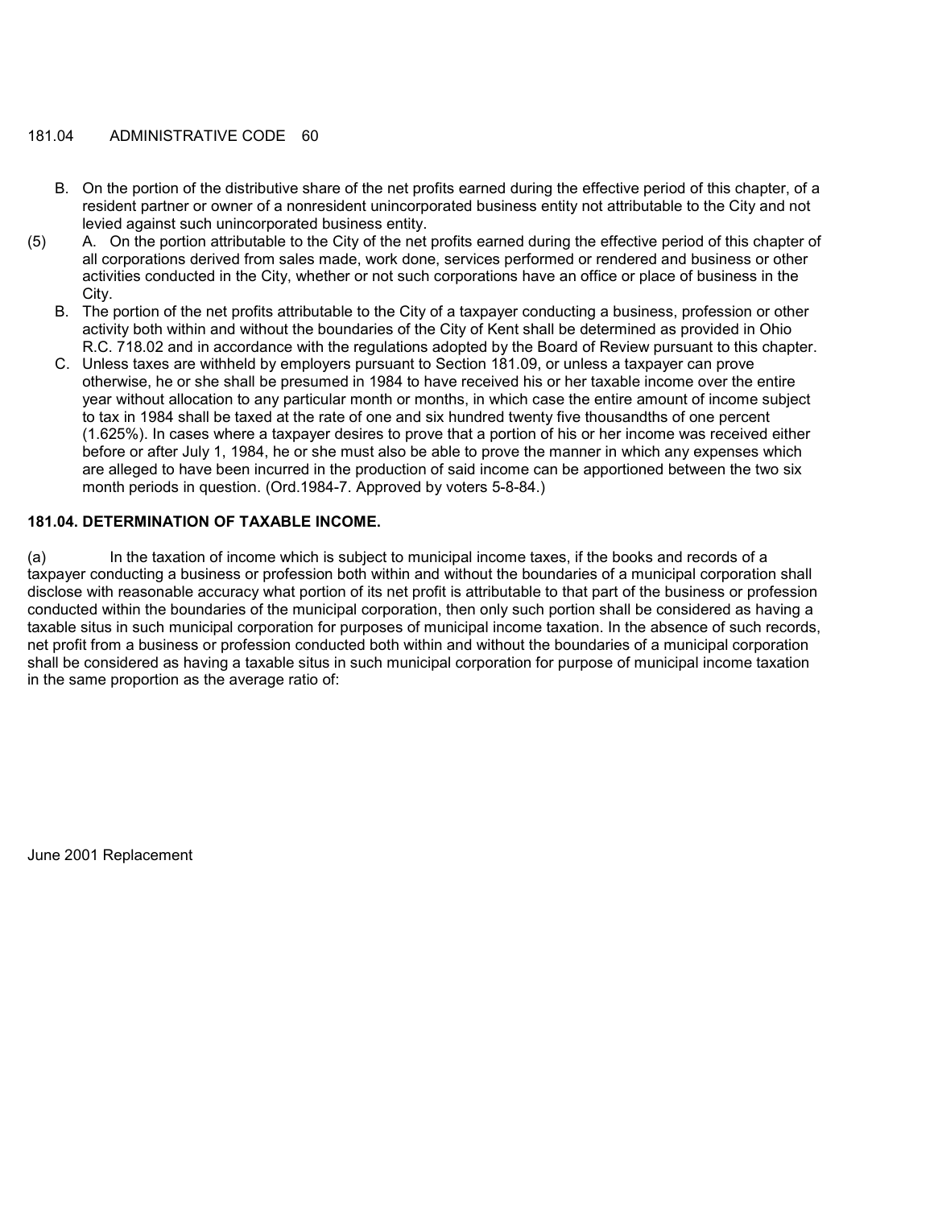B. On the portion of the distributive share of the net profits earned during the effective period of this chapter, of a resident partner or owner of a nonresident unincorporated business entity not attributable to the City and not levied against such unincorporated business entity.

(5) A. On the portion attributable to the City of the net profits earned during the effective period of this chapter of all corporations derived from sales made, work done, services performed or rendered and business or other activities conducted in the City, whether or not such corporations have an office or place of business in the City.

B. The portion of the net profits attributable to the City of a taxpayer conducting a business, profession or other activity both within and without the boundaries of the City of Kent shall be determined as provided in Ohio R.C. 718.02 and in accordance with the regulations adopted by the Board of Review pursuant to this chapter.

C. Unless taxes are withheld by employers pursuant to Section 181.09, or unless a taxpayer can prove otherwise, he or she shall be presumed in 1984 to have received his or her taxable income over the entire year without allocation to any particular month or months, in which case the entire amount of income subject to tax in 1984 shall be taxed at the rate of one and six hundred twenty five thousandths of one percent (1.625%). In cases where a taxpayer desires to prove that a portion of his or her income was received either before or after July 1, 1984, he or she must also be able to prove the manner in which any expenses which are alleged to have been incurred in the production of said income can be apportioned between the two six month periods in question. (Ord.1984-7. Approved by voters 5-8-84.)

## 181.04. DETERMINATION OF TAXABLE INCOME.

(a) In the taxation of income which is subject to municipal income taxes, if the books and records of a taxpayer conducting a business or profession both within and without the boundaries of a municipal corporation shall disclose with reasonable accuracy what portion of its net profit is attributable to that part of the business or profession conducted within the boundaries of the municipal corporation, then only such portion shall be considered as having a taxable situs in such municipal corporation for purposes of municipal income taxation. In the absence of such records, net profit from a business or profession conducted both within and without the boundaries of a municipal corporation shall be considered as having a taxable situs in such municipal corporation for purpose of municipal income taxation in the same proportion as the average ratio of: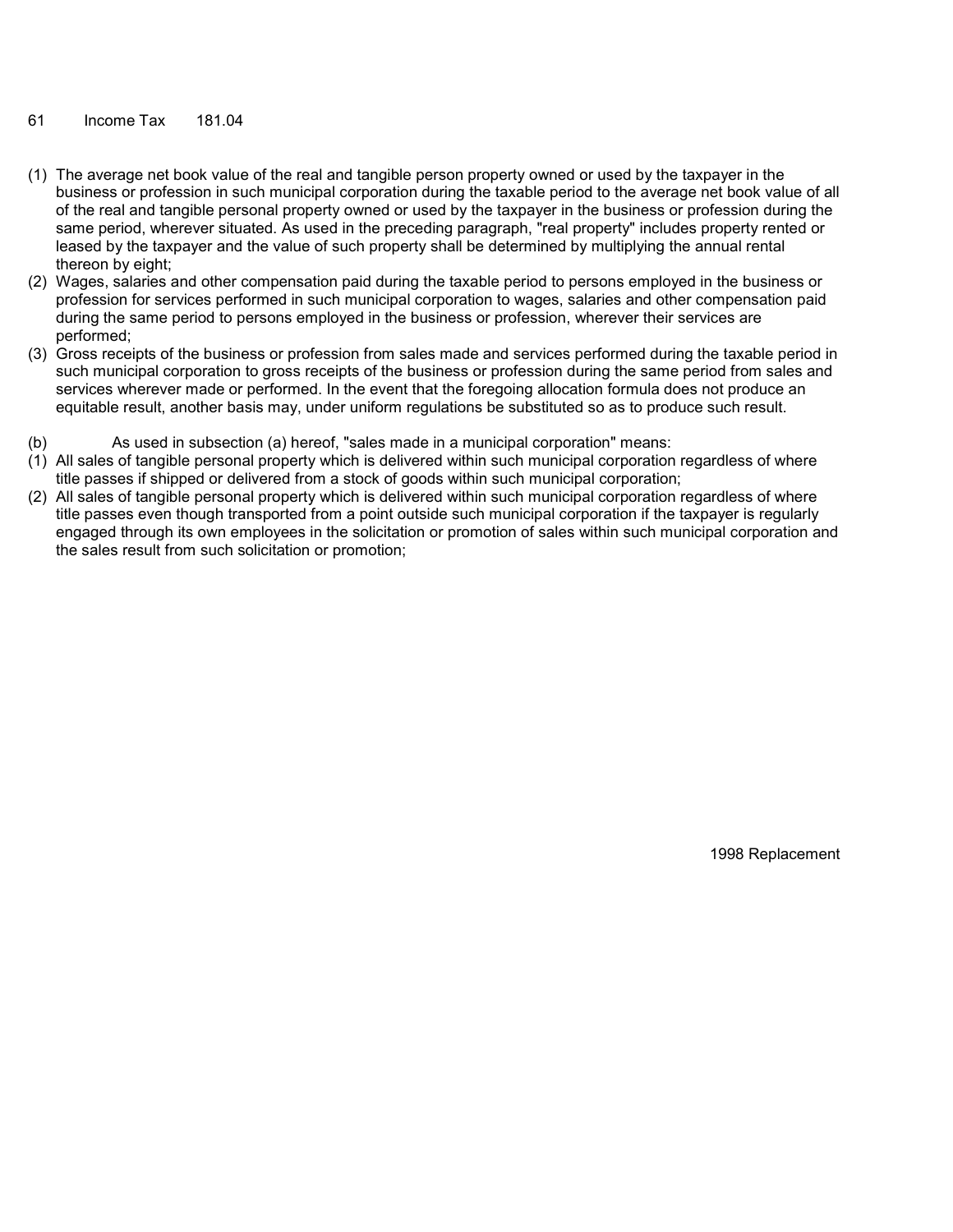(1) The average net book value of the real and tangible person property owned or used by the taxpayer in the business or profession in such municipal corporation during the taxable period to the average net book value of all of the real and tangible personal property owned or used by the taxpayer in the business or profession during the same period, wherever situated. As used in the preceding paragraph, "real property" includes property rented or leased by the taxpayer and the value of such property shall be determined by multiplying the annual rental thereon by eight;

(2) Wages, salaries and other compensation paid during the taxable period to persons employed in the business or profession for services performed in such municipal corporation to wages, salaries and other compensation paid during the same period to persons employed in the business or profession, wherever their services are performed;

(3) Gross receipts of the business or profession from sales made and services performed during the taxable period in such municipal corporation to gross receipts of the business or profession during the same period from sales and services wherever made or performed. In the event that the foregoing allocation formula does not produce an equitable result, another basis may, under uniform regulations be substituted so as to produce such result.

(b) As used in subsection (a) hereof, "sales made in a municipal corporation" means:

(1) All sales of tangible personal property which is delivered within such municipal corporation regardless of where title passes if shipped or delivered from a stock of goods within such municipal corporation;

(2) All sales of tangible personal property which is delivered within such municipal corporation regardless of where title passes even though transported from a point outside such municipal corporation if the taxpayer is regularly engaged through its own employees in the solicitation or promotion of sales within such municipal corporation and the sales result from such solicitation or promotion;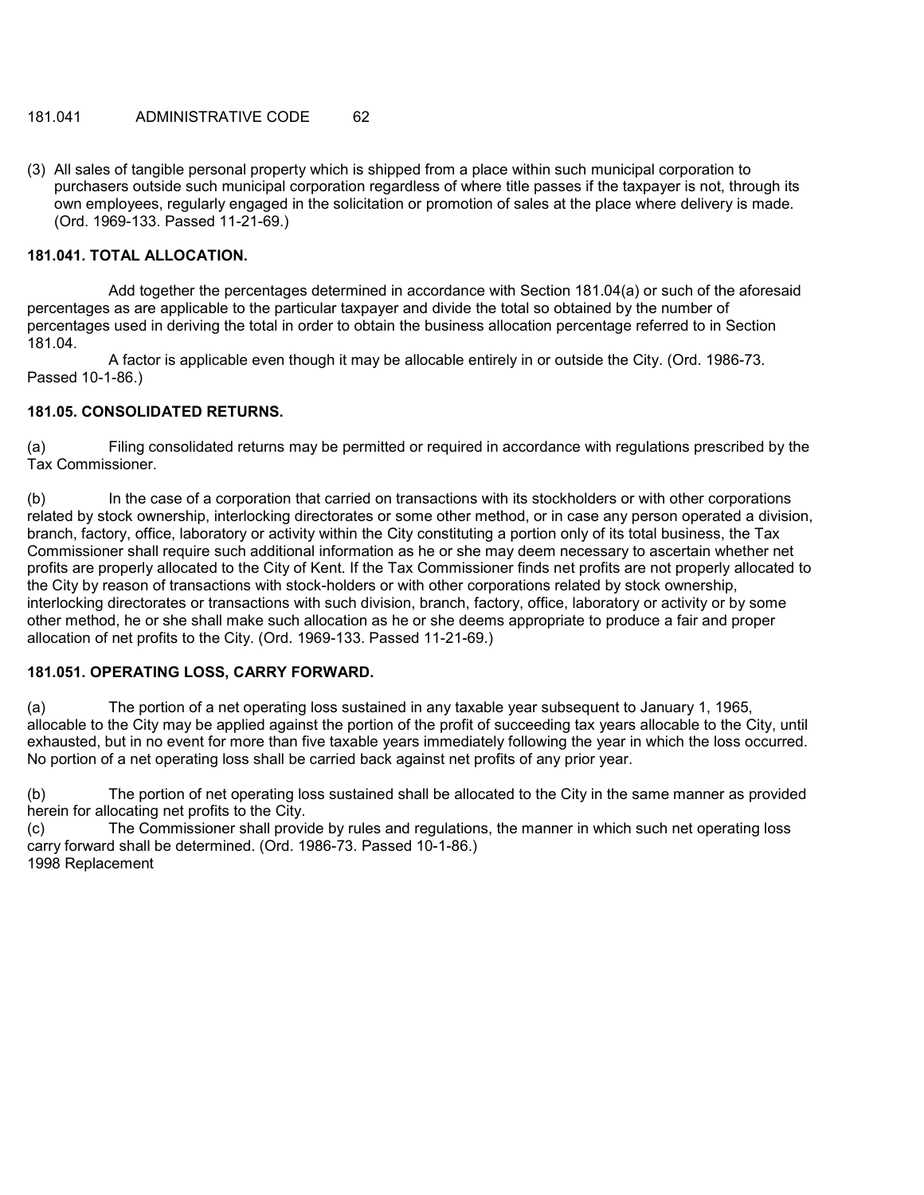(3) All sales of tangible personal property which is shipped from a place within such municipal corporation to purchasers outside such municipal corporation regardless of where title passes if the taxpayer is not, through its own employees, regularly engaged in the solicitation or promotion of sales at the place where delivery is made. (Ord. 1969-133. Passed 11-21-69.)

### 181.041. TOTAL ALLOCATION.

Add together the percentages determined in accordance with Section 181.04(a) or such of the aforesaid percentages as are applicable to the particular taxpayer and divide the total so obtained by the number of percentages used in deriving the total in order to obtain the business allocation percentage referred to in Section 181.04.

A factor is applicable even though it may be allocable entirely in or outside the City. (Ord. 1986-73. Passed 10-1-86.)

### 181.05. CONSOLIDATED RETURNS.

(a) Filing consolidated returns may be permitted or required in accordance with regulations prescribed by the Tax Commissioner.

(b) In the case of a corporation that carried on transactions with its stockholders or with other corporations related by stock ownership, interlocking directorates or some other method, or in case any person operated a division, branch, factory, office, laboratory or activity within the City constituting a portion only of its total business, the Tax Commissioner shall require such additional information as he or she may deem necessary to ascertain whether net profits are properly allocated to the City of Kent. If the Tax Commissioner finds net profits are not properly allocated to the City by reason of transactions with stock-holders or with other corporations related by stock ownership, interlocking directorates or transactions with such division, branch, factory, office, laboratory or activity or by some other method, he or she shall make such allocation as he or she deems appropriate to produce a fair and proper allocation of net profits to the City. (Ord. 1969-133. Passed 11-21-69.)

### 181.051. OPERATING LOSS, CARRY FORWARD.

(a) The portion of a net operating loss sustained in any taxable year subsequent to January 1, 1965, allocable to the City may be applied against the portion of the profit of succeeding tax years allocable to the City, until exhausted, but in no event for more than five taxable years immediately following the year in which the loss occurred. No portion of a net operating loss shall be carried back against net profits of any prior year.

(b) The portion of net operating loss sustained shall be allocated to the City in the same manner as provided herein for allocating net profits to the City.

(c) The Commissioner shall provide by rules and regulations, the manner in which such net operating loss carry forward shall be determined. (Ord. 1986-73. Passed 10-1-86.)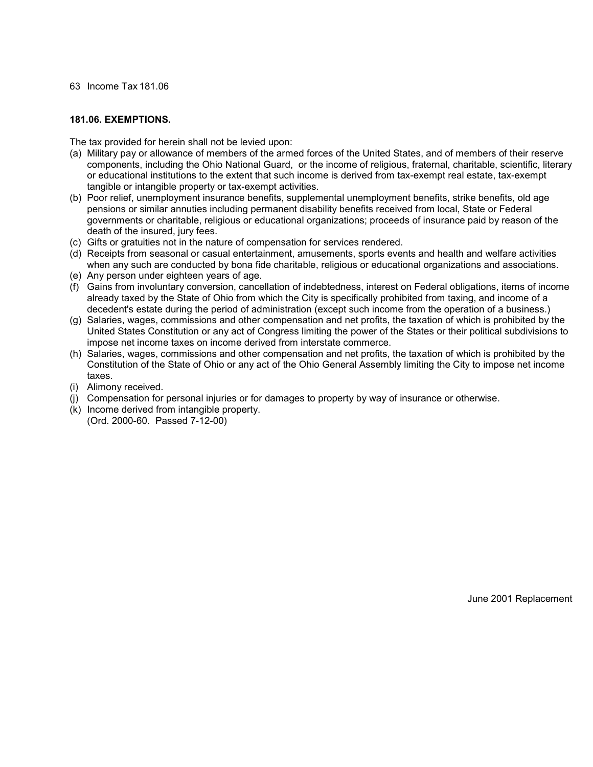### 181.06. EXEMPTIONS.

The tax provided for herein shall not be levied upon:

(a) Military pay or allowance of members of the armed forces of the United States, and of members of their reserve components, including the Ohio National Guard, or the income of religious, fraternal, charitable, scientific, literary or educational institutions to the extent that such income is derived from tax-exempt real estate, tax-exempt tangible or intangible property or tax-exempt activities.

(b) Poor relief, unemployment insurance benefits, supplemental unemployment benefits, strike benefits, old age pensions or similar annuities including permanent disability benefits received from local, State or Federal governments or charitable, religious or educational organizations; proceeds of insurance paid by reason of the death of the insured, jury fees.

(c) Gifts or gratuities not in the nature of compensation for services rendered.

(d) Receipts from seasonal or casual entertainment, amusements, sports events and health and welfare activities when any such are conducted by bona fide charitable, religious or educational organizations and associations.

(e) Any person under eighteen years of age.

(f) Gains from involuntary conversion, cancellation of indebtedness, interest on Federal obligations, items of income already taxed by the State of Ohio from which the City is specifically prohibited from taxing, and income of a decedent's estate during the period of administration (except such income from the operation of a business.)

(g) Salaries, wages, commissions and other compensation and net profits, the taxation of which is prohibited by the United States Constitution or any act of Congress limiting the power of the States or their political subdivisions to impose net income taxes on income derived from interstate commerce.

(h) Salaries, wages, commissions and other compensation and net profits, the taxation of which is prohibited by the Constitution of the State of Ohio or any act of the Ohio General Assembly limiting the City to impose net income taxes.

(i) Alimony received.

(j) Compensation for personal injuries or for damages to property by way of insurance or otherwise.

(k) Income derived from intangible property.

(Ord. 2000-60. Passed 7-12-00)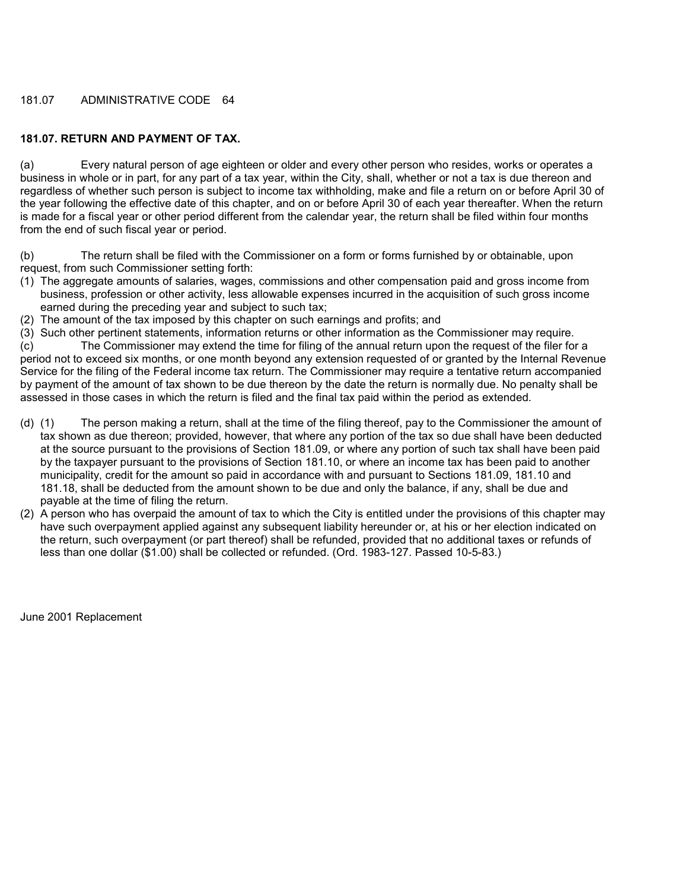### 181.07. RETURN AND PAYMENT OF TAX.

(a) Every natural person of age eighteen or older and every other person who resides, works or operates a business in whole or in part, for any part of a tax year, within the City, shall, whether or not a tax is due thereon and regardless of whether such person is subject to income tax withholding, make and file a return on or before April 30 of the year following the effective date of this chapter, and on or before April 30 of each year thereafter. When the return is made for a fiscal year or other period different from the calendar year, the return shall be filed within four months from the end of such fiscal year or period.

(b) The return shall be filed with the Commissioner on a form or forms furnished by or obtainable, upon request, from such Commissioner setting forth:

(1) The aggregate amounts of salaries, wages, commissions and other compensation paid and gross income from business, profession or other activity, less allowable expenses incurred in the acquisition of such gross income earned during the preceding year and subject to such tax;
(2) The amount of the tax imposed by this chapter on such earnings and profits; and
(3) Such other pertinent statements, information returns or other information as the Commissioner may require.

(c) The Commissioner may extend the time for filing of the annual return upon the request of the filer for a period not to exceed six months, or one month beyond any extension requested of or granted by the Internal Revenue Service for the filing of the Federal income tax return. The Commissioner may require a tentative return accompanied by payment of the amount of tax shown to be due thereon by the date the return is normally due. No penalty shall be assessed in those cases in which the return is filed and the final tax paid within the period as extended.

(d) (1) The person making a return, shall at the time of the filing thereof, pay to the Commissioner the amount of tax shown as due thereon; provided, however, that where any portion of the tax so due shall have been deducted at the source pursuant to the provisions of Section 181.09, or where any portion of such tax shall have been paid by the taxpayer pursuant to the provisions of Section 181.10, or where an income tax has been paid to another municipality, credit for the amount so paid in accordance with and pursuant to Sections 181.09, 181.10 and 181.18, shall be deducted from the amount shown to be due and only the balance, if any, shall be due and payable at the time of filing the return.

(2) A person who has overpaid the amount of tax to which the City is entitled under the provisions of this chapter may have such overpayment applied against any subsequent liability hereunder or, at his or her election indicated on the return, such overpayment (or part thereof) shall be refunded, provided that no additional taxes or refunds of less than one dollar ($1.00) shall be collected or refunded. (Ord. 1983-127. Passed 10-5-83.)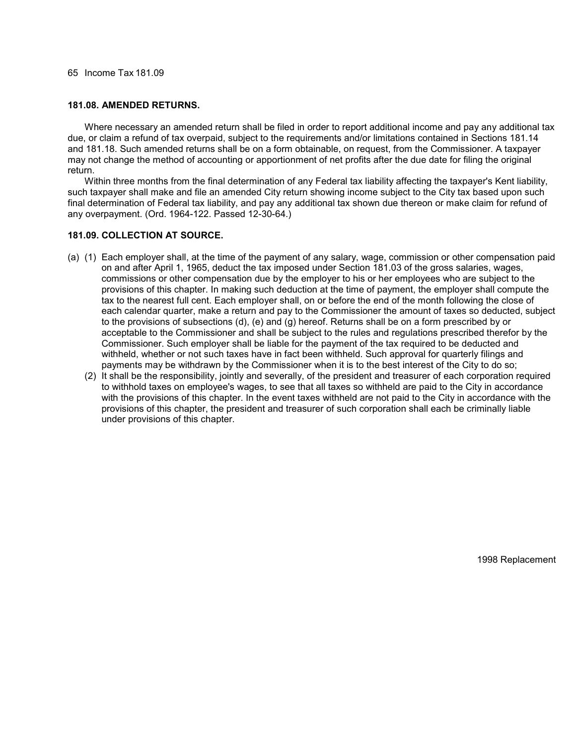### 181.08. AMENDED RETURNS.

Where necessary an amended return shall be filed in order to report additional income and pay any additional tax due, or claim a refund of tax overpaid, subject to the requirements and/or limitations contained in Sections 181.14 and 181.18. Such amended returns shall be on a form obtainable, on request, from the Commissioner. A taxpayer may not change the method of accounting or apportionment of net profits after the due date for filing the original return.

Within three months from the final determination of any Federal tax liability affecting the taxpayer's Kent liability, such taxpayer shall make and file an amended City return showing income subject to the City tax based upon such final determination of Federal tax liability, and pay any additional tax shown due thereon or make claim for refund of any overpayment. (Ord. 1964-122. Passed 12-30-64.)

### 181.09. COLLECTION AT SOURCE.

(a) (1) Each employer shall, at the time of the payment of any salary, wage, commission or other compensation paid on and after April 1, 1965, deduct the tax imposed under Section 181.03 of the gross salaries, wages, commissions or other compensation due by the employer to his or her employees who are subject to the provisions of this chapter. In making such deduction at the time of payment, the employer shall compute the tax to the nearest full cent. Each employer shall, on or before the end of the month following the close of each calendar quarter, make a return and pay to the Commissioner the amount of taxes so deducted, subject to the provisions of subsections (d), (e) and (g) hereof. Returns shall be on a form prescribed by or acceptable to the Commissioner and shall be subject to the rules and regulations prescribed therefor by the Commissioner. Such employer shall be liable for the payment of the tax required to be deducted and withheld, whether or not such taxes have in fact been withheld. Such approval for quarterly filings and payments may be withdrawn by the Commissioner when it is to the best interest of the City to do so;

(2) It shall be the responsibility, jointly and severally, of the president and treasurer of each corporation required to withhold taxes on employee's wages, to see that all taxes so withheld are paid to the City in accordance with the provisions of this chapter. In the event taxes withheld are not paid to the City in accordance with the provisions of this chapter, the president and treasurer of such corporation shall each be criminally liable under provisions of this chapter.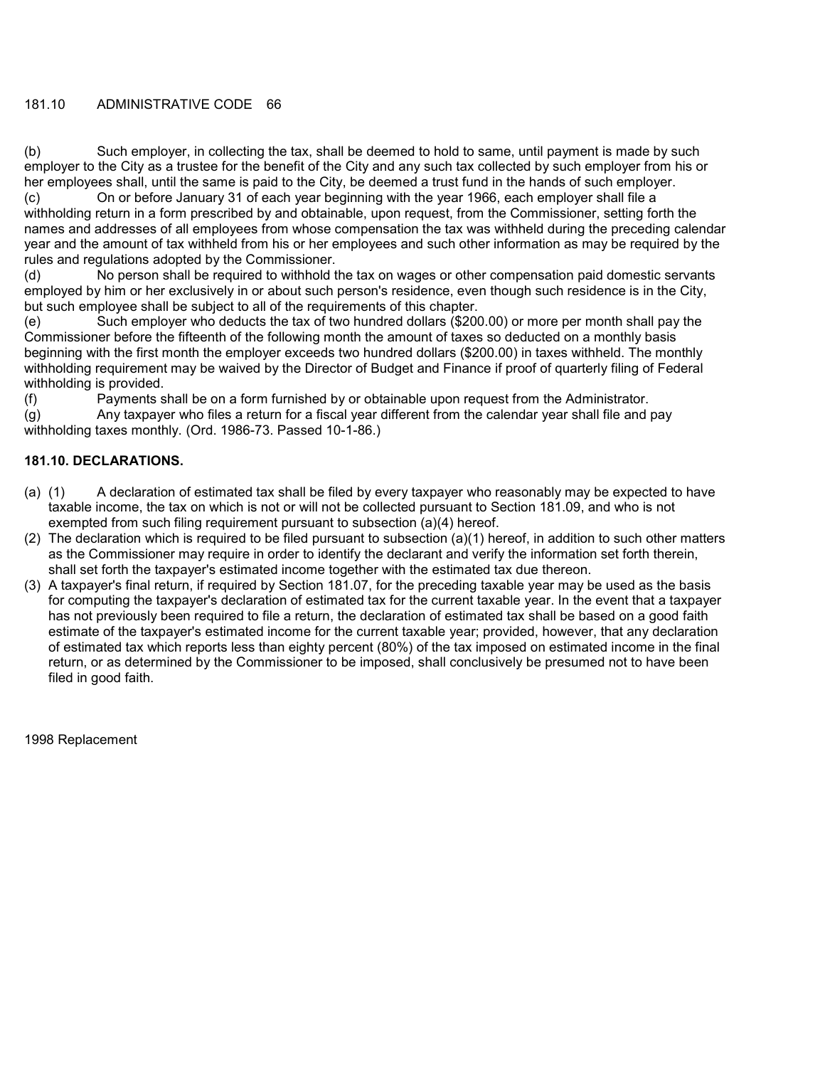(b) Such employer, in collecting the tax, shall be deemed to hold to same, until payment is made by such employer to the City as a trustee for the benefit of the City and any such tax collected by such employer from his or her employees shall, until the same is paid to the City, be deemed a trust fund in the hands of such employer.

(c) On or before January 31 of each year beginning with the year 1966, each employer shall file a withholding return in a form prescribed by and obtainable, upon request, from the Commissioner, setting forth the names and addresses of all employees from whose compensation the tax was withheld during the preceding calendar year and the amount of tax withheld from his or her employees and such other information as may be required by the rules and regulations adopted by the Commissioner.

(d) No person shall be required to withhold the tax on wages or other compensation paid domestic servants employed by him or her exclusively in or about such person's residence, even though such residence is in the City, but such employee shall be subject to all of the requirements of this chapter.

(e) Such employer who deducts the tax of two hundred dollars ($200.00) or more per month shall pay the Commissioner before the fifteenth of the following month the amount of taxes so deducted on a monthly basis beginning with the first month the employer exceeds two hundred dollars ($200.00) in taxes withheld. The monthly withholding requirement may be waived by the Director of Budget and Finance if proof of quarterly filing of Federal withholding is provided.

(f) Payments shall be on a form furnished by or obtainable upon request from the Administrator.

(g) Any taxpayer who files a return for a fiscal year different from the calendar year shall file and pay withholding taxes monthly. (Ord. 1986-73. Passed 10-1-86.)

**181.10. DECLARATIONS.**

(a) (1) A declaration of estimated tax shall be filed by every taxpayer who reasonably may be expected to have taxable income, the tax on which is not or will not be collected pursuant to Section 181.09, and who is not exempted from such filing requirement pursuant to subsection (a)(4) hereof.

(2) The declaration which is required to be filed pursuant to subsection (a)(1) hereof, in addition to such other matters as the Commissioner may require in order to identify the declarant and verify the information set forth therein, shall set forth the taxpayer's estimated income together with the estimated tax due thereon.

(3) A taxpayer's final return, if required by Section 181.07, for the preceding taxable year may be used as the basis for computing the taxpayer's declaration of estimated tax for the current taxable year. In the event that a taxpayer has not previously been required to file a return, the declaration of estimated tax shall be based on a good faith estimate of the taxpayer's estimated income for the current taxable year; provided, however, that any declaration of estimated tax which reports less than eighty percent (80%) of the tax imposed on estimated income in the final return, or as determined by the Commissioner to be imposed, shall conclusively be presumed not to have been filed in good faith.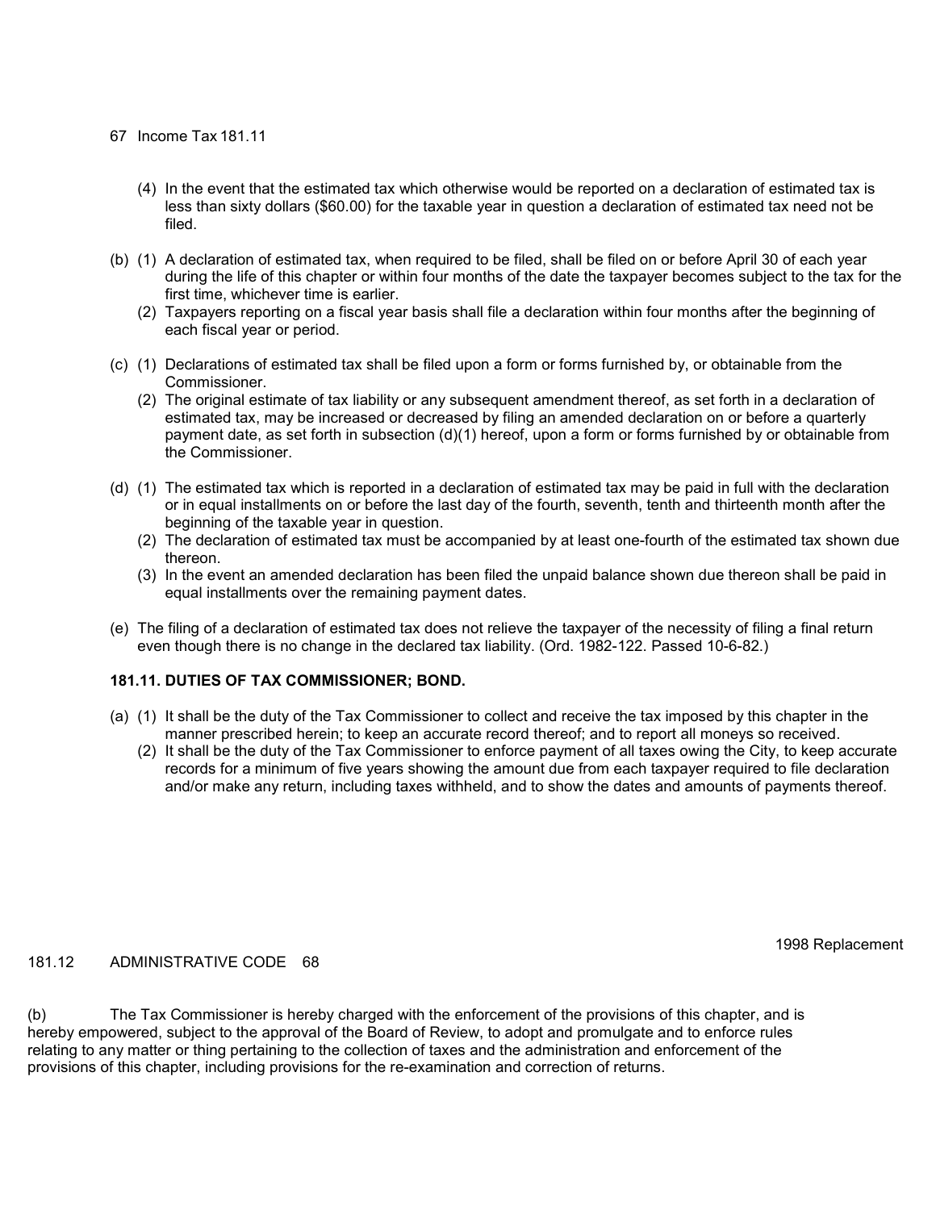(4) In the event that the estimated tax which otherwise would be reported on a declaration of estimated tax is less than sixty dollars ($60.00) for the taxable year in question a declaration of estimated tax need not be filed.

(b) (1) A declaration of estimated tax, when required to be filed, shall be filed on or before April 30 of each year during the life of this chapter or within four months of the date the taxpayer becomes subject to the tax for the first time, whichever time is earlier.

(2) Taxpayers reporting on a fiscal year basis shall file a declaration within four months after the beginning of each fiscal year or period.

(c) (1) Declarations of estimated tax shall be filed upon a form or forms furnished by, or obtainable from the Commissioner.

(2) The original estimate of tax liability or any subsequent amendment thereof, as set forth in a declaration of estimated tax, may be increased or decreased by filing an amended declaration on or before a quarterly payment date, as set forth in subsection (d)(1) hereof, upon a form or forms furnished by or obtainable from the Commissioner.

(d) (1) The estimated tax which is reported in a declaration of estimated tax may be paid in full with the declaration or in equal installments on or before the last day of the fourth, seventh, tenth and thirteenth month after the beginning of the taxable year in question.

(2) The declaration of estimated tax must be accompanied by at least one-fourth of the estimated tax shown due thereon.

(3) In the event an amended declaration has been filed the unpaid balance shown due thereon shall be paid in equal installments over the remaining payment dates.

(e) The filing of a declaration of estimated tax does not relieve the taxpayer of the necessity of filing a final return even though there is no change in the declared tax liability. (Ord. 1982-122. Passed 10-6-82.)

**181.11. DUTIES OF TAX COMMISSIONER; BOND.**

(a) (1) It shall be the duty of the Tax Commissioner to collect and receive the tax imposed by this chapter in the manner prescribed herein; to keep an accurate record thereof; and to report all moneys so received.

(2) It shall be the duty of the Tax Commissioner to enforce payment of all taxes owing the City, to keep accurate records for a minimum of five years showing the amount due from each taxpayer required to file declaration and/or make any return, including taxes withheld, and to show the dates and amounts of payments thereof.

(b) The Tax Commissioner is hereby charged with the enforcement of the provisions of this chapter, and is hereby empowered, subject to the approval of the Board of Review, to adopt and promulgate and to enforce rules relating to any matter or thing pertaining to the collection of taxes and the administration and enforcement of the provisions of this chapter, including provisions for the re-examination and correction of returns.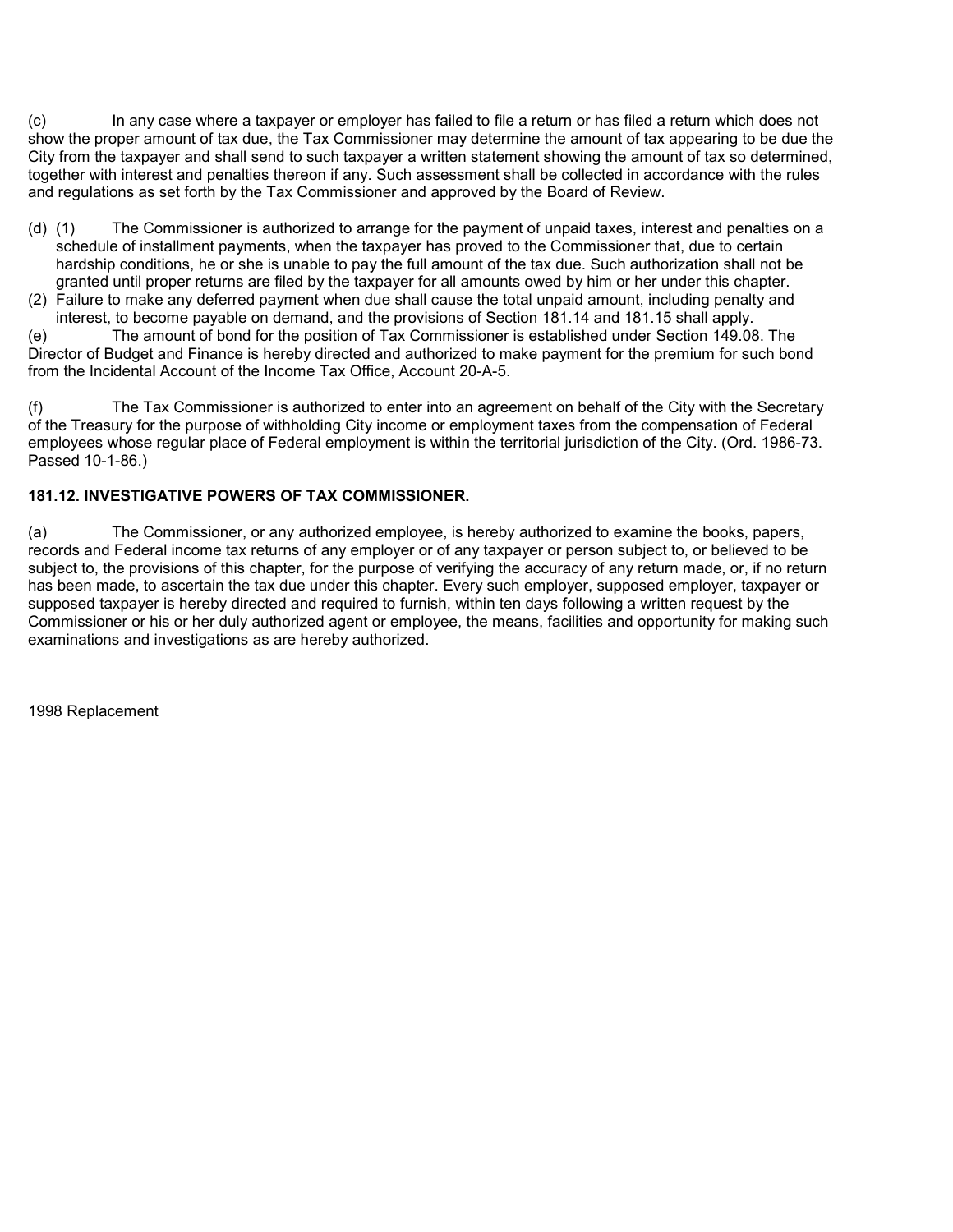(c) In any case where a taxpayer or employer has failed to file a return or has filed a return which does not show the proper amount of tax due, the Tax Commissioner may determine the amount of tax appearing to be due the City from the taxpayer and shall send to such taxpayer a written statement showing the amount of tax so determined, together with interest and penalties thereon if any. Such assessment shall be collected in accordance with the rules and regulations as set forth by the Tax Commissioner and approved by the Board of Review.

(d) (1) The Commissioner is authorized to arrange for the payment of unpaid taxes, interest and penalties on a schedule of installment payments, when the taxpayer has proved to the Commissioner that, due to certain hardship conditions, he or she is unable to pay the full amount of the tax due. Such authorization shall not be granted until proper returns are filed by the taxpayer for all amounts owed by him or her under this chapter.

(2) Failure to make any deferred payment when due shall cause the total unpaid amount, including penalty and interest, to become payable on demand, and the provisions of Section 181.14 and 181.15 shall apply.

(e) The amount of bond for the position of Tax Commissioner is established under Section 149.08. The Director of Budget and Finance is hereby directed and authorized to make payment for the premium for such bond from the Incidental Account of the Income Tax Office, Account 20-A-5.

(f) The Tax Commissioner is authorized to enter into an agreement on behalf of the City with the Secretary of the Treasury for the purpose of withholding City income or employment taxes from the compensation of Federal employees whose regular place of Federal employment is within the territorial jurisdiction of the City. (Ord. 1986-73. Passed 10-1-86.)

**181.12. INVESTIGATIVE POWERS OF TAX COMMISSIONER.**

(a) The Commissioner, or any authorized employee, is hereby authorized to examine the books, papers, records and Federal income tax returns of any employer or of any taxpayer or person subject to, or believed to be subject to, the provisions of this chapter, for the purpose of verifying the accuracy of any return made, or, if no return has been made, to ascertain the tax due under this chapter. Every such employer, supposed employer, taxpayer or supposed taxpayer is hereby directed and required to furnish, within ten days following a written request by the Commissioner or his or her duly authorized agent or employee, the means, facilities and opportunity for making such examinations and investigations as are hereby authorized.

1998 Replacement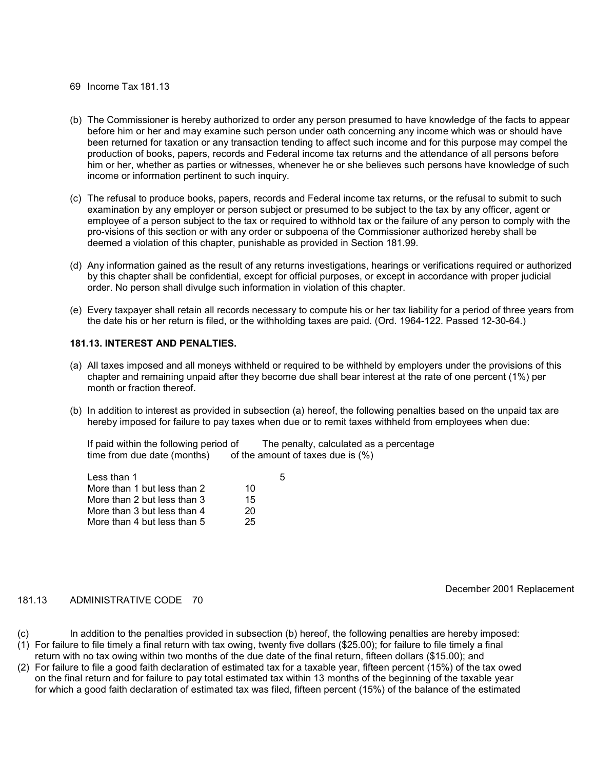(b) The Commissioner is hereby authorized to order any person presumed to have knowledge of the facts to appear before him or her and may examine such person under oath concerning any income which was or should have been returned for taxation or any transaction tending to affect such income and for this purpose may compel the production of books, papers, records and Federal income tax returns and the attendance of all persons before him or her, whether as parties or witnesses, whenever he or she believes such persons have knowledge of such income or information pertinent to such inquiry.

(c) The refusal to produce books, papers, records and Federal income tax returns, or the refusal to submit to such examination by any employer or person subject or presumed to be subject to the tax by any officer, agent or employee of a person subject to the tax or required to withhold tax or the failure of any person to comply with the pro-visions of this section or with any order or subpoena of the Commissioner authorized hereby shall be deemed a violation of this chapter, punishable as provided in Section 181.99.

(d) Any information gained as the result of any returns investigations, hearings or verifications required or authorized by this chapter shall be confidential, except for official purposes, or except in accordance with proper judicial order. No person shall divulge such information in violation of this chapter.

(e) Every taxpayer shall retain all records necessary to compute his or her tax liability for a period of three years from the date his or her return is filed, or the withholding taxes are paid. (Ord. 1964-122. Passed 12-30-64.)

### 181.13. INTEREST AND PENALTIES.

(a) All taxes imposed and all moneys withheld or required to be withheld by employers under the provisions of this chapter and remaining unpaid after they become due shall bear interest at the rate of one percent (1%) per month or fraction thereof.

(b) In addition to interest as provided in subsection (a) hereof, the following penalties based on the unpaid tax are hereby imposed for failure to pay taxes when due or to remit taxes withheld from employees when due:

| If paid within the following period of time from due date (months) | The penalty, calculated as a percentage of the amount of taxes due is (%) |
| --- | --- |
| Less than 1 | 5 |
| More than 1 but less than 2 | 10 |
| More than 2 but less than 3 | 15 |
| More than 3 but less than 4 | 20 |
| More than 4 but less than 5 | 25 |

(c) In addition to the penalties provided in subsection (b) hereof, the following penalties are hereby imposed:

(1) For failure to file timely a final return with tax owing, twenty five dollars ($25.00); for failure to file timely a final return with no tax owing within two months of the due date of the final return, fifteen dollars ($15.00); and

(2) For failure to file a good faith declaration of estimated tax for a taxable year, fifteen percent (15%) of the tax owed on the final return and for failure to pay total estimated tax within 13 months of the beginning of the taxable year for which a good faith declaration of estimated tax was filed, fifteen percent (15%) of the balance of the estimated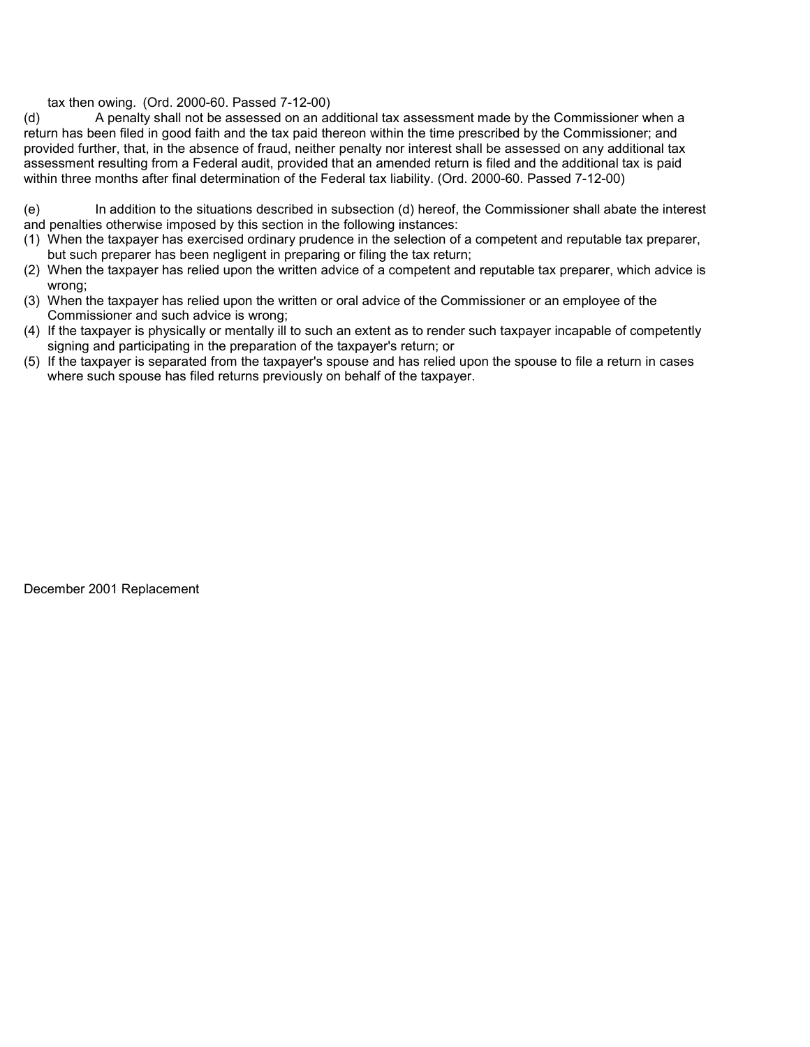tax then owing. (Ord. 2000-60. Passed 7-12-00)

(d) A penalty shall not be assessed on an additional tax assessment made by the Commissioner when a return has been filed in good faith and the tax paid thereon within the time prescribed by the Commissioner; and provided further, that, in the absence of fraud, neither penalty nor interest shall be assessed on any additional tax assessment resulting from a Federal audit, provided that an amended return is filed and the additional tax is paid within three months after final determination of the Federal tax liability. (Ord. 2000-60. Passed 7-12-00)

(e) In addition to the situations described in subsection (d) hereof, the Commissioner shall abate the interest and penalties otherwise imposed by this section in the following instances:

(1) When the taxpayer has exercised ordinary prudence in the selection of a competent and reputable tax preparer, but such preparer has been negligent in preparing or filing the tax return;
(2) When the taxpayer has relied upon the written advice of a competent and reputable tax preparer, which advice is wrong;
(3) When the taxpayer has relied upon the written or oral advice of the Commissioner or an employee of the Commissioner and such advice is wrong;
(4) If the taxpayer is physically or mentally ill to such an extent as to render such taxpayer incapable of competently signing and participating in the preparation of the taxpayer's return; or
(5) If the taxpayer is separated from the taxpayer's spouse and has relied upon the spouse to file a return in cases where such spouse has filed returns previously on behalf of the taxpayer.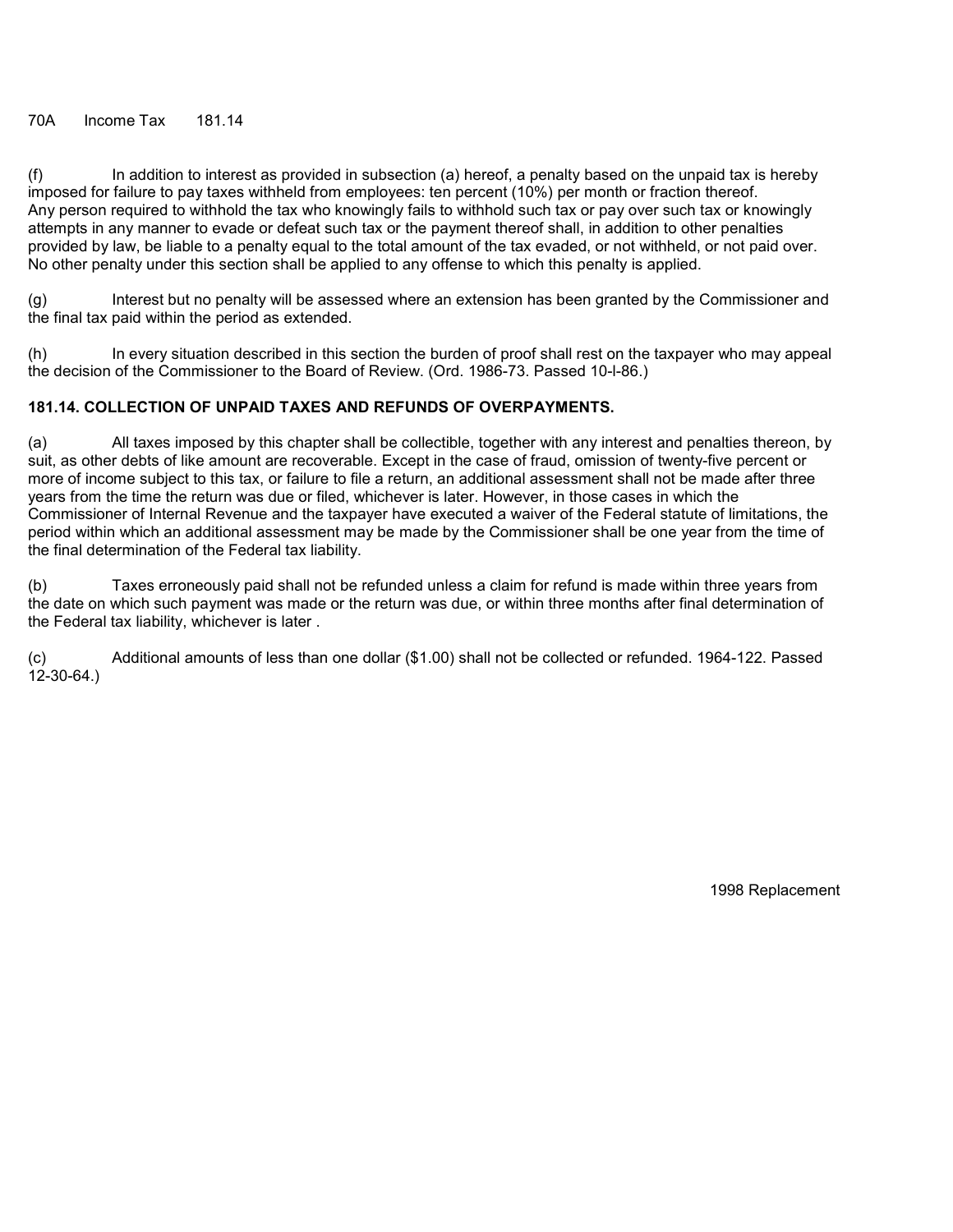(f) In addition to interest as provided in subsection (a) hereof, a penalty based on the unpaid tax is hereby imposed for failure to pay taxes withheld from employees: ten percent (10%) per month or fraction thereof. Any person required to withhold the tax who knowingly fails to withhold such tax or pay over such tax or knowingly attempts in any manner to evade or defeat such tax or the payment thereof shall, in addition to other penalties provided by law, be liable to a penalty equal to the total amount of the tax evaded, or not withheld, or not paid over. No other penalty under this section shall be applied to any offense to which this penalty is applied.

(g) Interest but no penalty will be assessed where an extension has been granted by the Commissioner and the final tax paid within the period as extended.

(h) In every situation described in this section the burden of proof shall rest on the taxpayer who may appeal the decision of the Commissioner to the Board of Review. (Ord. 1986-73. Passed 10-l-86.)

**181.14. COLLECTION OF UNPAID TAXES AND REFUNDS OF OVERPAYMENTS.**

(a) All taxes imposed by this chapter shall be collectible, together with any interest and penalties thereon, by suit, as other debts of like amount are recoverable. Except in the case of fraud, omission of twenty-five percent or more of income subject to this tax, or failure to file a return, an additional assessment shall not be made after three years from the time the return was due or filed, whichever is later. However, in those cases in which the Commissioner of Internal Revenue and the taxpayer have executed a waiver of the Federal statute of limitations, the period within which an additional assessment may be made by the Commissioner shall be one year from the time of the final determination of the Federal tax liability.

(b) Taxes erroneously paid shall not be refunded unless a claim for refund is made within three years from the date on which such payment was made or the return was due, or within three months after final determination of the Federal tax liability, whichever is later .

(c) Additional amounts of less than one dollar ($1.00) shall not be collected or refunded. 1964-122. Passed 12-30-64.)

1998 Replacement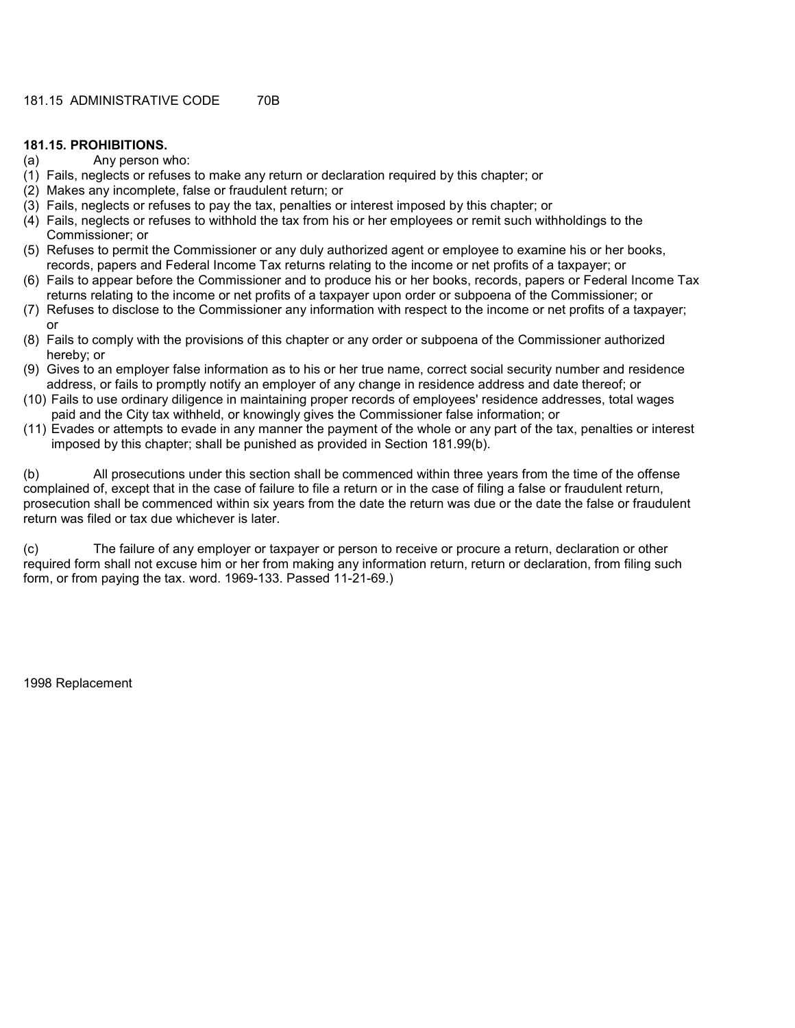**181.15. PROHIBITIONS.**

(a) Any person who:

(1) Fails, neglects or refuses to make any return or declaration required by this chapter; or
(2) Makes any incomplete, false or fraudulent return; or
(3) Fails, neglects or refuses to pay the tax, penalties or interest imposed by this chapter; or
(4) Fails, neglects or refuses to withhold the tax from his or her employees or remit such withholdings to the Commissioner; or
(5) Refuses to permit the Commissioner or any duly authorized agent or employee to examine his or her books, records, papers and Federal Income Tax returns relating to the income or net profits of a taxpayer; or
(6) Fails to appear before the Commissioner and to produce his or her books, records, papers or Federal Income Tax returns relating to the income or net profits of a taxpayer upon order or subpoena of the Commissioner; or
(7) Refuses to disclose to the Commissioner any information with respect to the income or net profits of a taxpayer; or
(8) Fails to comply with the provisions of this chapter or any order or subpoena of the Commissioner authorized hereby; or
(9) Gives to an employer false information as to his or her true name, correct social security number and residence address, or fails to promptly notify an employer of any change in residence address and date thereof; or
(10) Fails to use ordinary diligence in maintaining proper records of employees' residence addresses, total wages paid and the City tax withheld, or knowingly gives the Commissioner false information; or
(11) Evades or attempts to evade in any manner the payment of the whole or any part of the tax, penalties or interest imposed by this chapter; shall be punished as provided in Section 181.99(b).

(b) All prosecutions under this section shall be commenced within three years from the time of the offense complained of, except that in the case of failure to file a return or in the case of filing a false or fraudulent return, prosecution shall be commenced within six years from the date the return was due or the date the false or fraudulent return was filed or tax due whichever is later.

(c) The failure of any employer or taxpayer or person to receive or procure a return, declaration or other required form shall not excuse him or her from making any information return, return or declaration, from filing such form, or from paying the tax. word. 1969-133. Passed 11-21-69.)

1998 Replacement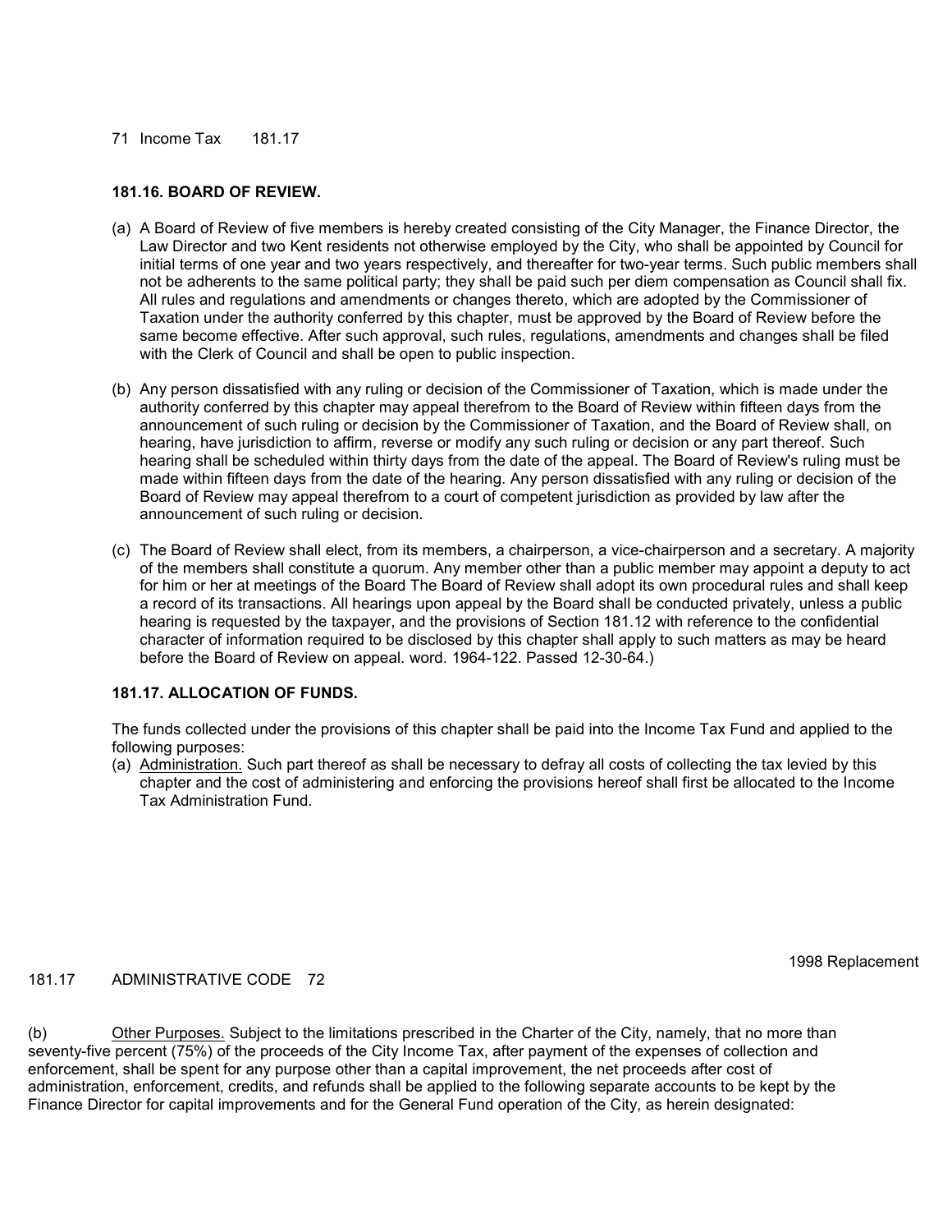### 181.16. BOARD OF REVIEW.

(a) A Board of Review of five members is hereby created consisting of the City Manager, the Finance Director, the Law Director and two Kent residents not otherwise employed by the City, who shall be appointed by Council for initial terms of one year and two years respectively, and thereafter for two-year terms. Such public members shall not be adherents to the same political party; they shall be paid such per diem compensation as Council shall fix. All rules and regulations and amendments or changes thereto, which are adopted by the Commissioner of Taxation under the authority conferred by this chapter, must be approved by the Board of Review before the same become effective. After such approval, such rules, regulations, amendments and changes shall be filed with the Clerk of Council and shall be open to public inspection.

(b) Any person dissatisfied with any ruling or decision of the Commissioner of Taxation, which is made under the authority conferred by this chapter may appeal therefrom to the Board of Review within fifteen days from the announcement of such ruling or decision by the Commissioner of Taxation, and the Board of Review shall, on hearing, have jurisdiction to affirm, reverse or modify any such ruling or decision or any part thereof. Such hearing shall be scheduled within thirty days from the date of the appeal. The Board of Review's ruling must be made within fifteen days from the date of the hearing. Any person dissatisfied with any ruling or decision of the Board of Review may appeal therefrom to a court of competent jurisdiction as provided by law after the announcement of such ruling or decision.

(c) The Board of Review shall elect, from its members, a chairperson, a vice-chairperson and a secretary. A majority of the members shall constitute a quorum. Any member other than a public member may appoint a deputy to act for him or her at meetings of the Board The Board of Review shall adopt its own procedural rules and shall keep a record of its transactions. All hearings upon appeal by the Board shall be conducted privately, unless a public hearing is requested by the taxpayer, and the provisions of Section 181.12 with reference to the confidential character of information required to be disclosed by this chapter shall apply to such matters as may be heard before the Board of Review on appeal. word. 1964-122. Passed 12-30-64.)

### 181.17. ALLOCATION OF FUNDS.

The funds collected under the provisions of this chapter shall be paid into the Income Tax Fund and applied to the following purposes:

(a) Administration. Such part thereof as shall be necessary to defray all costs of collecting the tax levied by this chapter and the cost of administering and enforcing the provisions hereof shall first be allocated to the Income Tax Administration Fund.

(b) Other Purposes. Subject to the limitations prescribed in the Charter of the City, namely, that no more than seventy-five percent (75%) of the proceeds of the City Income Tax, after payment of the expenses of collection and enforcement, shall be spent for any purpose other than a capital improvement, the net proceeds after cost of administration, enforcement, credits, and refunds shall be applied to the following separate accounts to be kept by the Finance Director for capital improvements and for the General Fund operation of the City, as herein designated: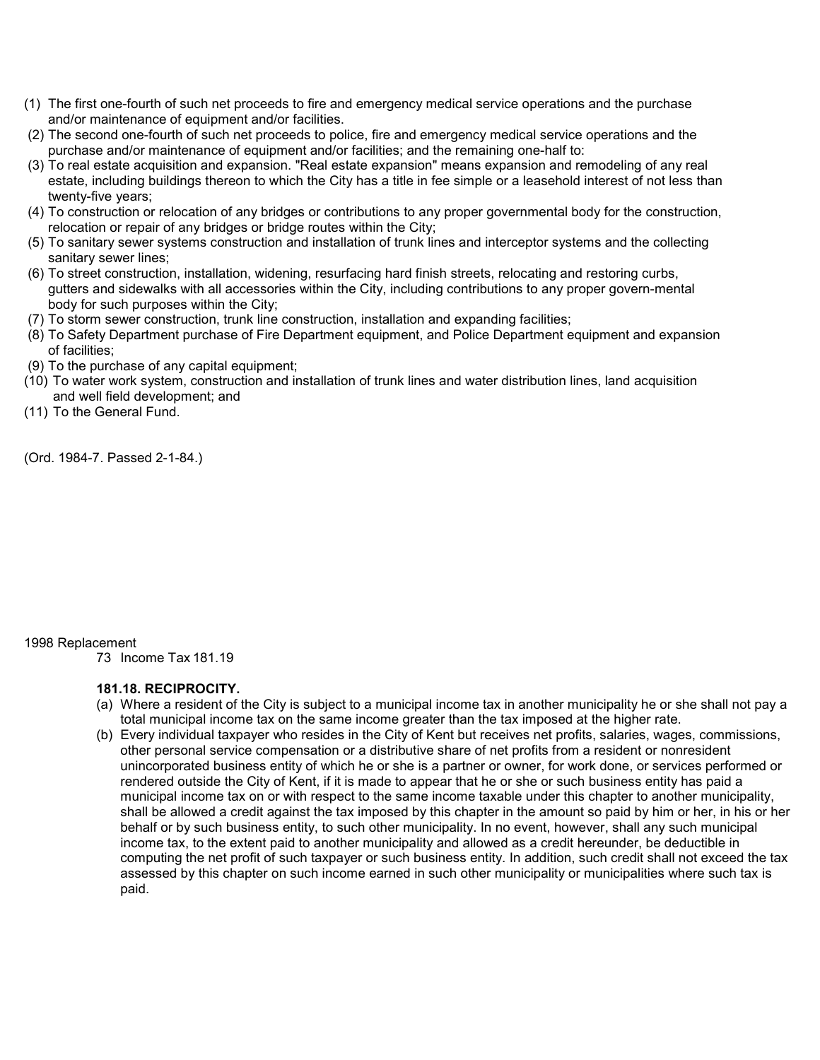(1) The first one-fourth of such net proceeds to fire and emergency medical service operations and the purchase and/or maintenance of equipment and/or facilities.

(2) The second one-fourth of such net proceeds to police, fire and emergency medical service operations and the purchase and/or maintenance of equipment and/or facilities; and the remaining one-half to:

(3) To real estate acquisition and expansion. "Real estate expansion" means expansion and remodeling of any real estate, including buildings thereon to which the City has a title in fee simple or a leasehold interest of not less than twenty-five years;

(4) To construction or relocation of any bridges or contributions to any proper governmental body for the construction, relocation or repair of any bridges or bridge routes within the City;

(5) To sanitary sewer systems construction and installation of trunk lines and interceptor systems and the collecting sanitary sewer lines;

(6) To street construction, installation, widening, resurfacing hard finish streets, relocating and restoring curbs, gutters and sidewalks with all accessories within the City, including contributions to any proper govern-mental body for such purposes within the City;

(7) To storm sewer construction, trunk line construction, installation and expanding facilities;

(8) To Safety Department purchase of Fire Department equipment, and Police Department equipment and expansion of facilities;

(9) To the purchase of any capital equipment;

(10) To water work system, construction and installation of trunk lines and water distribution lines, land acquisition and well field development; and

(11) To the General Fund.

(Ord. 1984-7. Passed 2-1-84.)

**181.18. RECIPROCITY.**

(a) Where a resident of the City is subject to a municipal income tax in another municipality he or she shall not pay a total municipal income tax on the same income greater than the tax imposed at the higher rate.

(b) Every individual taxpayer who resides in the City of Kent but receives net profits, salaries, wages, commissions, other personal service compensation or a distributive share of net profits from a resident or nonresident unincorporated business entity of which he or she is a partner or owner, for work done, or services performed or rendered outside the City of Kent, if it is made to appear that he or she or such business entity has paid a municipal income tax on or with respect to the same income taxable under this chapter to another municipality, shall be allowed a credit against the tax imposed by this chapter in the amount so paid by him or her, in his or her behalf or by such business entity, to such other municipality. In no event, however, shall any such municipal income tax, to the extent paid to another municipality and allowed as a credit hereunder, be deductible in computing the net profit of such taxpayer or such business entity. In addition, such credit shall not exceed the tax assessed by this chapter on such income earned in such other municipality or municipalities where such tax is paid.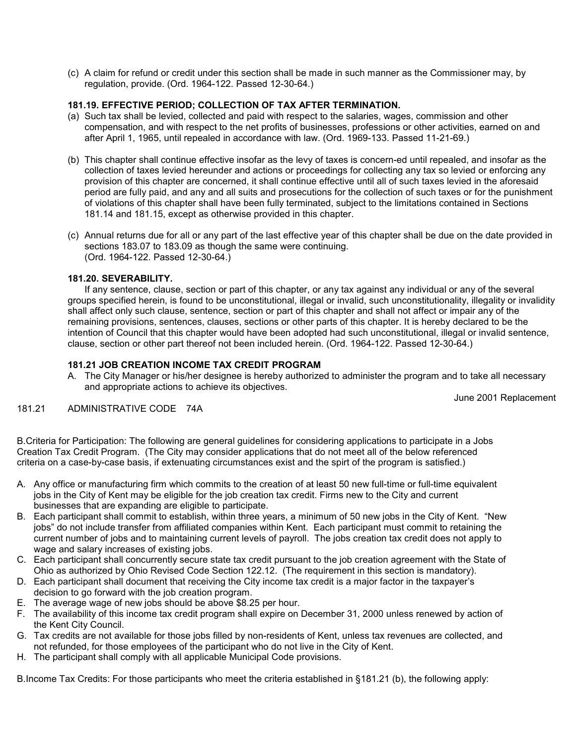(c) A claim for refund or credit under this section shall be made in such manner as the Commissioner may, by regulation, provide. (Ord. 1964-122. Passed 12-30-64.)

**181.19. EFFECTIVE PERIOD; COLLECTION OF TAX AFTER TERMINATION.**

(a) Such tax shall be levied, collected and paid with respect to the salaries, wages, commission and other compensation, and with respect to the net profits of businesses, professions or other activities, earned on and after April 1, 1965, until repealed in accordance with law. (Ord. 1969-133. Passed 11-21-69.)

(b) This chapter shall continue effective insofar as the levy of taxes is concern-ed until repealed, and insofar as the collection of taxes levied hereunder and actions or proceedings for collecting any tax so levied or enforcing any provision of this chapter are concerned, it shall continue effective until all of such taxes levied in the aforesaid period are fully paid, and any and all suits and prosecutions for the collection of such taxes or for the punishment of violations of this chapter shall have been fully terminated, subject to the limitations contained in Sections 181.14 and 181.15, except as otherwise provided in this chapter.

(c) Annual returns due for all or any part of the last effective year of this chapter shall be due on the date provided in sections 183.07 to 183.09 as though the same were continuing.
(Ord. 1964-122. Passed 12-30-64.)

**181.20. SEVERABILITY.**

If any sentence, clause, section or part of this chapter, or any tax against any individual or any of the several groups specified herein, is found to be unconstitutional, illegal or invalid, such unconstitutionality, illegality or invalidity shall affect only such clause, sentence, section or part of this chapter and shall not affect or impair any of the remaining provisions, sentences, clauses, sections or other parts of this chapter. It is hereby declared to be the intention of Council that this chapter would have been adopted had such unconstitutional, illegal or invalid sentence, clause, section or other part thereof not been included herein. (Ord. 1964-122. Passed 12-30-64.)

**181.21 JOB CREATION INCOME TAX CREDIT PROGRAM**

A. The City Manager or his/her designee is hereby authorized to administer the program and to take all necessary and appropriate actions to achieve its objectives.

B.Criteria for Participation: The following are general guidelines for considering applications to participate in a Jobs Creation Tax Credit Program. (The City may consider applications that do not meet all of the below referenced criteria on a case-by-case basis, if extenuating circumstances exist and the spirt of the program is satisfied.)

A. Any office or manufacturing firm which commits to the creation of at least 50 new full-time or full-time equivalent jobs in the City of Kent may be eligible for the job creation tax credit. Firms new to the City and current businesses that are expanding are eligible to participate.
B. Each participant shall commit to establish, within three years, a minimum of 50 new jobs in the City of Kent. "New jobs" do not include transfer from affiliated companies within Kent. Each participant must commit to retaining the current number of jobs and to maintaining current levels of payroll. The jobs creation tax credit does not apply to wage and salary increases of existing jobs.
C. Each participant shall concurrently secure state tax credit pursuant to the job creation agreement with the State of Ohio as authorized by Ohio Revised Code Section 122.12. (The requirement in this section is mandatory).
D. Each participant shall document that receiving the City income tax credit is a major factor in the taxpayer's decision to go forward with the job creation program.
E. The average wage of new jobs should be above $8.25 per hour.
F. The availability of this income tax credit program shall expire on December 31, 2000 unless renewed by action of the Kent City Council.
G. Tax credits are not available for those jobs filled by non-residents of Kent, unless tax revenues are collected, and not refunded, for those employees of the participant who do not live in the City of Kent.
H. The participant shall comply with all applicable Municipal Code provisions.

B.Income Tax Credits: For those participants who meet the criteria established in §181.21 (b), the following apply: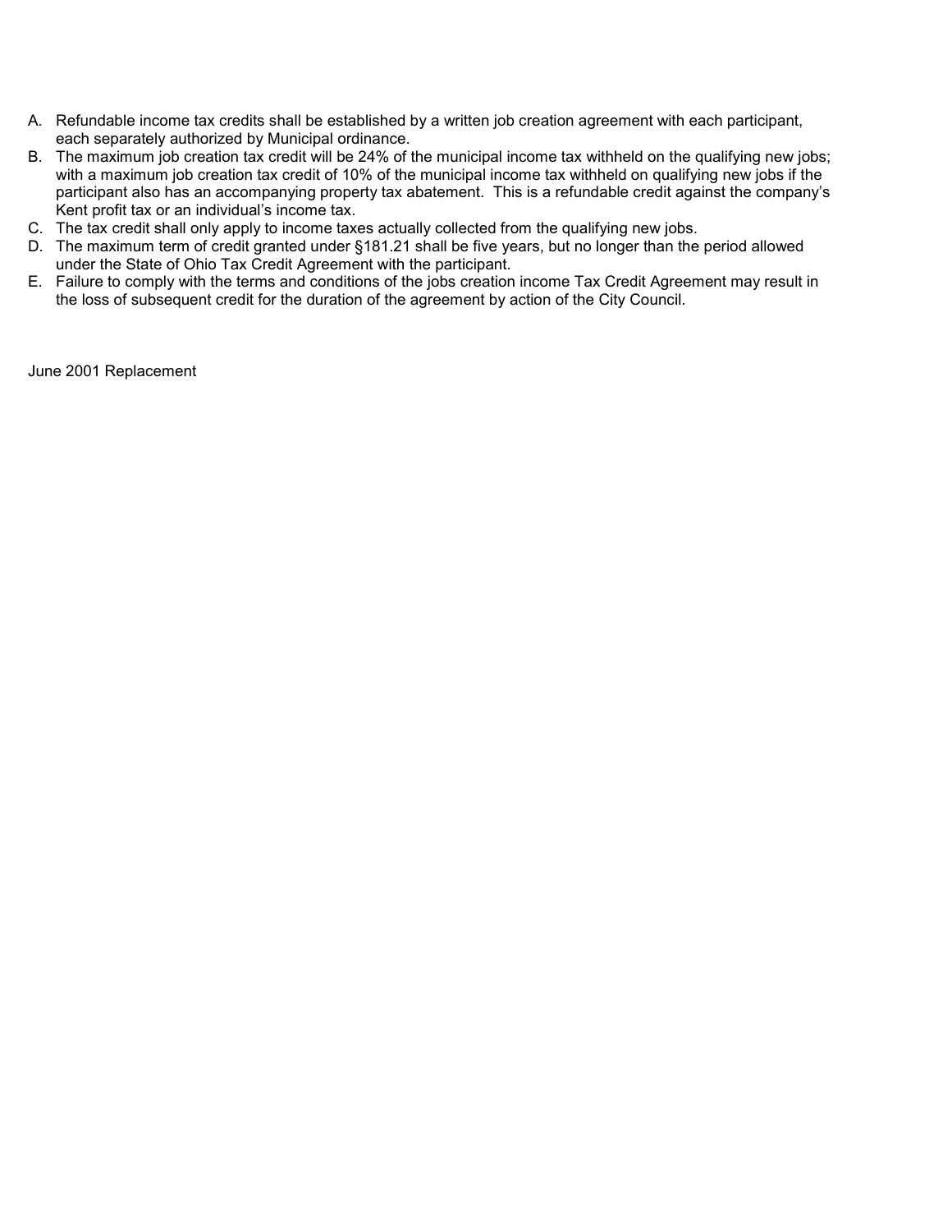A. Refundable income tax credits shall be established by a written job creation agreement with each participant, each separately authorized by Municipal ordinance.
B. The maximum job creation tax credit will be 24% of the municipal income tax withheld on the qualifying new jobs; with a maximum job creation tax credit of 10% of the municipal income tax withheld on qualifying new jobs if the participant also has an accompanying property tax abatement. This is a refundable credit against the company's Kent profit tax or an individual's income tax.
C. The tax credit shall only apply to income taxes actually collected from the qualifying new jobs.
D. The maximum term of credit granted under §181.21 shall be five years, but no longer than the period allowed under the State of Ohio Tax Credit Agreement with the participant.
E. Failure to comply with the terms and conditions of the jobs creation income Tax Credit Agreement may result in the loss of subsequent credit for the duration of the agreement by action of the City Council.

June 2001 Replacement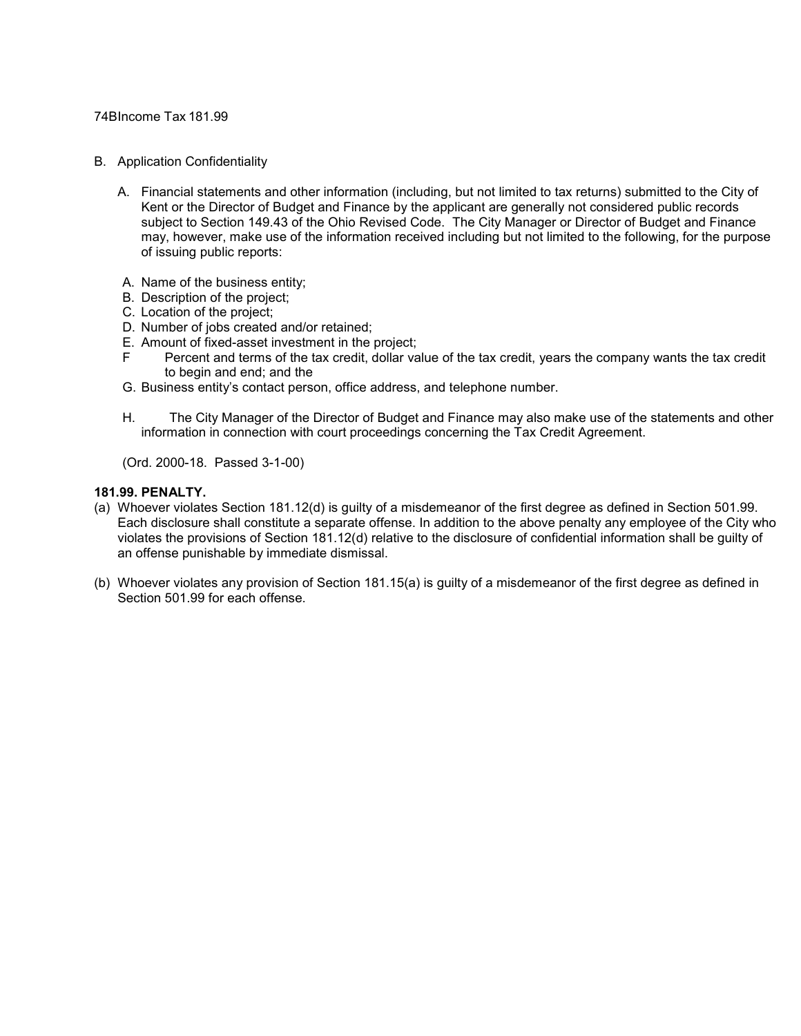B. Application Confidentiality

   A. Financial statements and other information (including, but not limited to tax returns) submitted to the City of Kent or the Director of Budget and Finance by the applicant are generally not considered public records subject to Section 149.43 of the Ohio Revised Code. The City Manager or Director of Budget and Finance may, however, make use of the information received including but not limited to the following, for the purpose of issuing public reports:

   A. Name of the business entity;
   B. Description of the project;
   C. Location of the project;
   D. Number of jobs created and/or retained;
   E. Amount of fixed-asset investment in the project;
   F Percent and terms of the tax credit, dollar value of the tax credit, years the company wants the tax credit to begin and end; and the
   G. Business entity's contact person, office address, and telephone number.

   H. The City Manager of the Director of Budget and Finance may also make use of the statements and other information in connection with court proceedings concerning the Tax Credit Agreement.

   (Ord. 2000-18. Passed 3-1-00)

**181.99. PENALTY.**

(a) Whoever violates Section 181.12(d) is guilty of a misdemeanor of the first degree as defined in Section 501.99. Each disclosure shall constitute a separate offense. In addition to the above penalty any employee of the City who violates the provisions of Section 181.12(d) relative to the disclosure of confidential information shall be guilty of an offense punishable by immediate dismissal.

(b) Whoever violates any provision of Section 181.15(a) is guilty of a misdemeanor of the first degree as defined in Section 501.99 for each offense.